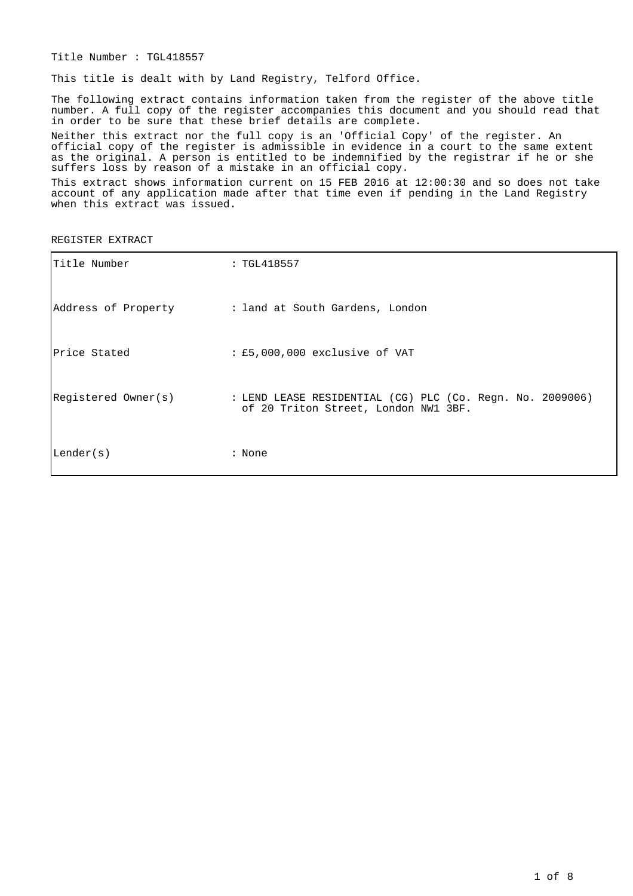Title Number : TGL418557

This title is dealt with by Land Registry, Telford Office.

The following extract contains information taken from the register of the above title number. A full copy of the register accompanies this document and you should read that in order to be sure that these brief details are complete.

Neither this extract nor the full copy is an 'Official Copy' of the register. An official copy of the register is admissible in evidence in a court to the same extent as the original. A person is entitled to be indemnified by the registrar if he or she suffers loss by reason of a mistake in an official copy.

This extract shows information current on 15 FEB 2016 at 12:00:30 and so does not take account of any application made after that time even if pending in the Land Registry when this extract was issued.

REGISTER EXTRACT

| | |
|---|---|
| Title Number | : TGL418557 |
| Address of Property | : land at South Gardens, London |
| Price Stated | : £5,000,000 exclusive of VAT |
| Registered Owner(s) | : LEND LEASE RESIDENTIAL (CG) PLC (Co. Regn. No. 2009006) of 20 Triton Street, London NW1 3BF. |
| Lender(s) | : None |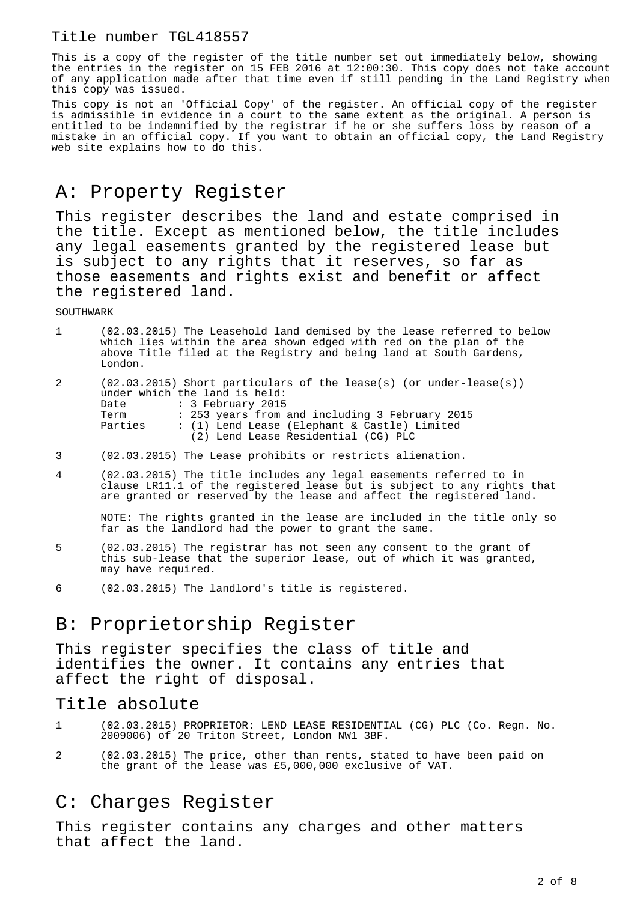Title number TGL418557

This is a copy of the register of the title number set out immediately below, showing the entries in the register on 15 FEB 2016 at 12:00:30. This copy does not take account of any application made after that time even if still pending in the Land Registry when this copy was issued.

This copy is not an 'Official Copy' of the register. An official copy of the register is admissible in evidence in a court to the same extent as the original. A person is entitled to be indemnified by the registrar if he or she suffers loss by reason of a mistake in an official copy. If you want to obtain an official copy, the Land Registry web site explains how to do this.

# A: Property Register

This register describes the land and estate comprised in the title. Except as mentioned below, the title includes any legal easements granted by the registered lease but is subject to any rights that it reserves, so far as those easements and rights exist and benefit or affect the registered land.

SOUTHWARK

1 (02.03.2015) The Leasehold land demised by the lease referred to below which lies within the area shown edged with red on the plan of the above Title filed at the Registry and being land at South Gardens, London.

2 (02.03.2015) Short particulars of the lease(s) (or under-lease(s)) under which the land is held:
Date : 3 February 2015
Term : 253 years from and including 3 February 2015
Parties : (1) Lend Lease (Elephant & Castle) Limited
(2) Lend Lease Residential (CG) PLC

3 (02.03.2015) The Lease prohibits or restricts alienation.

4 (02.03.2015) The title includes any legal easements referred to in clause LR11.1 of the registered lease but is subject to any rights that are granted or reserved by the lease and affect the registered land.

NOTE: The rights granted in the lease are included in the title only so far as the landlord had the power to grant the same.

5 (02.03.2015) The registrar has not seen any consent to the grant of this sub-lease that the superior lease, out of which it was granted, may have required.

6 (02.03.2015) The landlord's title is registered.

# B: Proprietorship Register

This register specifies the class of title and identifies the owner. It contains any entries that affect the right of disposal.

## Title absolute

1 (02.03.2015) PROPRIETOR: LEND LEASE RESIDENTIAL (CG) PLC (Co. Regn. No. 2009006) of 20 Triton Street, London NW1 3BF.

2 (02.03.2015) The price, other than rents, stated to have been paid on the grant of the lease was £5,000,000 exclusive of VAT.

# C: Charges Register

This register contains any charges and other matters that affect the land.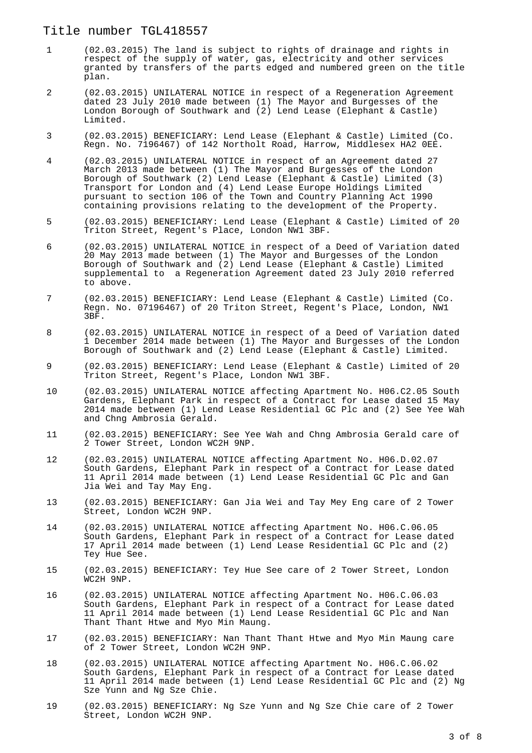Title number TGL418557

1 (02.03.2015) The land is subject to rights of drainage and rights in respect of the supply of water, gas, electricity and other services granted by transfers of the parts edged and numbered green on the title plan.

2 (02.03.2015) UNILATERAL NOTICE in respect of a Regeneration Agreement dated 23 July 2010 made between (1) The Mayor and Burgesses of the London Borough of Southwark and (2) Lend Lease (Elephant & Castle) Limited.

3 (02.03.2015) BENEFICIARY: Lend Lease (Elephant & Castle) Limited (Co. Regn. No. 7196467) of 142 Northolt Road, Harrow, Middlesex HA2 0EE.

4 (02.03.2015) UNILATERAL NOTICE in respect of an Agreement dated 27 March 2013 made between (1) The Mayor and Burgesses of the London Borough of Southwark (2) Lend Lease (Elephant & Castle) Limited (3) Transport for London and (4) Lend Lease Europe Holdings Limited pursuant to section 106 of the Town and Country Planning Act 1990 containing provisions relating to the development of the Property.

5 (02.03.2015) BENEFICIARY: Lend Lease (Elephant & Castle) Limited of 20 Triton Street, Regent's Place, London NW1 3BF.

6 (02.03.2015) UNILATERAL NOTICE in respect of a Deed of Variation dated 20 May 2013 made between (1) The Mayor and Burgesses of the London Borough of Southwark and (2) Lend Lease (Elephant & Castle) Limited supplemental to a Regeneration Agreement dated 23 July 2010 referred to above.

7 (02.03.2015) BENEFICIARY: Lend Lease (Elephant & Castle) Limited (Co. Regn. No. 07196467) of 20 Triton Street, Regent's Place, London, NW1 3BF.

8 (02.03.2015) UNILATERAL NOTICE in respect of a Deed of Variation dated 1 December 2014 made between (1) The Mayor and Burgesses of the London Borough of Southwark and (2) Lend Lease (Elephant & Castle) Limited.

9 (02.03.2015) BENEFICIARY: Lend Lease (Elephant & Castle) Limited of 20 Triton Street, Regent's Place, London NW1 3BF.

10 (02.03.2015) UNILATERAL NOTICE affecting Apartment No. H06.C2.05 South Gardens, Elephant Park in respect of a Contract for Lease dated 15 May 2014 made between (1) Lend Lease Residential GC Plc and (2) See Yee Wah and Chng Ambrosia Gerald.

11 (02.03.2015) BENEFICIARY: See Yee Wah and Chng Ambrosia Gerald care of 2 Tower Street, London WC2H 9NP.

12 (02.03.2015) UNILATERAL NOTICE affecting Apartment No. H06.D.02.07 South Gardens, Elephant Park in respect of a Contract for Lease dated 11 April 2014 made between (1) Lend Lease Residential GC Plc and Gan Jia Wei and Tay May Eng.

13 (02.03.2015) BENEFICIARY: Gan Jia Wei and Tay Mey Eng care of 2 Tower Street, London WC2H 9NP.

14 (02.03.2015) UNILATERAL NOTICE affecting Apartment No. H06.C.06.05 South Gardens, Elephant Park in respect of a Contract for Lease dated 17 April 2014 made between (1) Lend Lease Residential GC Plc and (2) Tey Hue See.

15 (02.03.2015) BENEFICIARY: Tey Hue See care of 2 Tower Street, London WC2H 9NP.

16 (02.03.2015) UNILATERAL NOTICE affecting Apartment No. H06.C.06.03 South Gardens, Elephant Park in respect of a Contract for Lease dated 11 April 2014 made between (1) Lend Lease Residential GC Plc and Nan Thant Thant Htwe and Myo Min Maung.

17 (02.03.2015) BENEFICIARY: Nan Thant Thant Htwe and Myo Min Maung care of 2 Tower Street, London WC2H 9NP.

18 (02.03.2015) UNILATERAL NOTICE affecting Apartment No. H06.C.06.02 South Gardens, Elephant Park in respect of a Contract for Lease dated 11 April 2014 made between (1) Lend Lease Residential GC Plc and (2) Ng Sze Yunn and Ng Sze Chie.

19 (02.03.2015) BENEFICIARY: Ng Sze Yunn and Ng Sze Chie care of 2 Tower Street, London WC2H 9NP.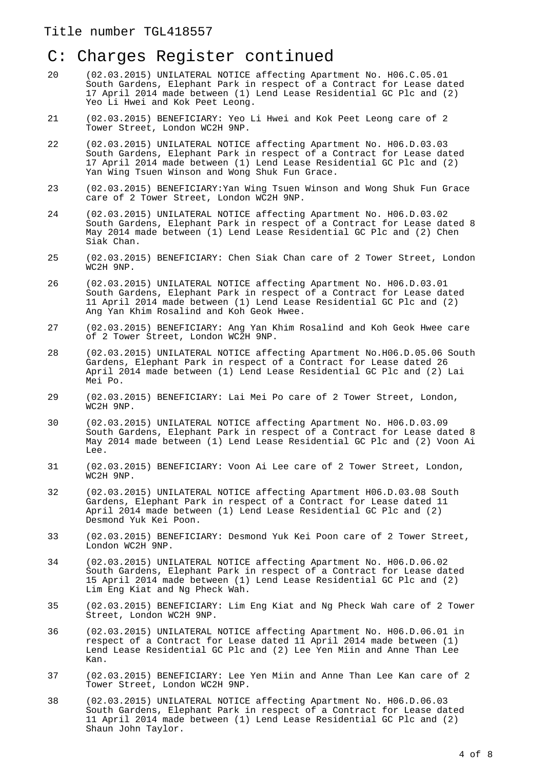Title number TGL418557

# C: Charges Register continued

20 (02.03.2015) UNILATERAL NOTICE affecting Apartment No. H06.C.05.01 South Gardens, Elephant Park in respect of a Contract for Lease dated 17 April 2014 made between (1) Lend Lease Residential GC Plc and (2) Yeo Li Hwei and Kok Peet Leong.

21 (02.03.2015) BENEFICIARY: Yeo Li Hwei and Kok Peet Leong care of 2 Tower Street, London WC2H 9NP.

22 (02.03.2015) UNILATERAL NOTICE affecting Apartment No. H06.D.03.03 South Gardens, Elephant Park in respect of a Contract for Lease dated 17 April 2014 made between (1) Lend Lease Residential GC Plc and (2) Yan Wing Tsuen Winson and Wong Shuk Fun Grace.

23 (02.03.2015) BENEFICIARY:Yan Wing Tsuen Winson and Wong Shuk Fun Grace care of 2 Tower Street, London WC2H 9NP.

24 (02.03.2015) UNILATERAL NOTICE affecting Apartment No. H06.D.03.02 South Gardens, Elephant Park in respect of a Contract for Lease dated 8 May 2014 made between (1) Lend Lease Residential GC Plc and (2) Chen Siak Chan.

25 (02.03.2015) BENEFICIARY: Chen Siak Chan care of 2 Tower Street, London WC2H 9NP.

26 (02.03.2015) UNILATERAL NOTICE affecting Apartment No. H06.D.03.01 South Gardens, Elephant Park in respect of a Contract for Lease dated 11 April 2014 made between (1) Lend Lease Residential GC Plc and (2) Ang Yan Khim Rosalind and Koh Geok Hwee.

27 (02.03.2015) BENEFICIARY: Ang Yan Khim Rosalind and Koh Geok Hwee care of 2 Tower Street, London WC2H 9NP.

28 (02.03.2015) UNILATERAL NOTICE affecting Apartment No.H06.D.05.06 South Gardens, Elephant Park in respect of a Contract for Lease dated 26 April 2014 made between (1) Lend Lease Residential GC Plc and (2) Lai Mei Po.

29 (02.03.2015) BENEFICIARY: Lai Mei Po care of 2 Tower Street, London, WC2H 9NP.

30 (02.03.2015) UNILATERAL NOTICE affecting Apartment No. H06.D.03.09 South Gardens, Elephant Park in respect of a Contract for Lease dated 8 May 2014 made between (1) Lend Lease Residential GC Plc and (2) Voon Ai Lee.

31 (02.03.2015) BENEFICIARY: Voon Ai Lee care of 2 Tower Street, London, WC2H 9NP.

32 (02.03.2015) UNILATERAL NOTICE affecting Apartment H06.D.03.08 South Gardens, Elephant Park in respect of a Contract for Lease dated 11 April 2014 made between (1) Lend Lease Residential GC Plc and (2) Desmond Yuk Kei Poon.

33 (02.03.2015) BENEFICIARY: Desmond Yuk Kei Poon care of 2 Tower Street, London WC2H 9NP.

34 (02.03.2015) UNILATERAL NOTICE affecting Apartment No. H06.D.06.02 South Gardens, Elephant Park in respect of a Contract for Lease dated 15 April 2014 made between (1) Lend Lease Residential GC Plc and (2) Lim Eng Kiat and Ng Pheck Wah.

35 (02.03.2015) BENEFICIARY: Lim Eng Kiat and Ng Pheck Wah care of 2 Tower Street, London WC2H 9NP.

36 (02.03.2015) UNILATERAL NOTICE affecting Apartment No. H06.D.06.01 in respect of a Contract for Lease dated 11 April 2014 made between (1) Lend Lease Residential GC Plc and (2) Lee Yen Miin and Anne Than Lee Kan.

37 (02.03.2015) BENEFICIARY: Lee Yen Miin and Anne Than Lee Kan care of 2 Tower Street, London WC2H 9NP.

38 (02.03.2015) UNILATERAL NOTICE affecting Apartment No. H06.D.06.03 South Gardens, Elephant Park in respect of a Contract for Lease dated 11 April 2014 made between (1) Lend Lease Residential GC Plc and (2) Shaun John Taylor.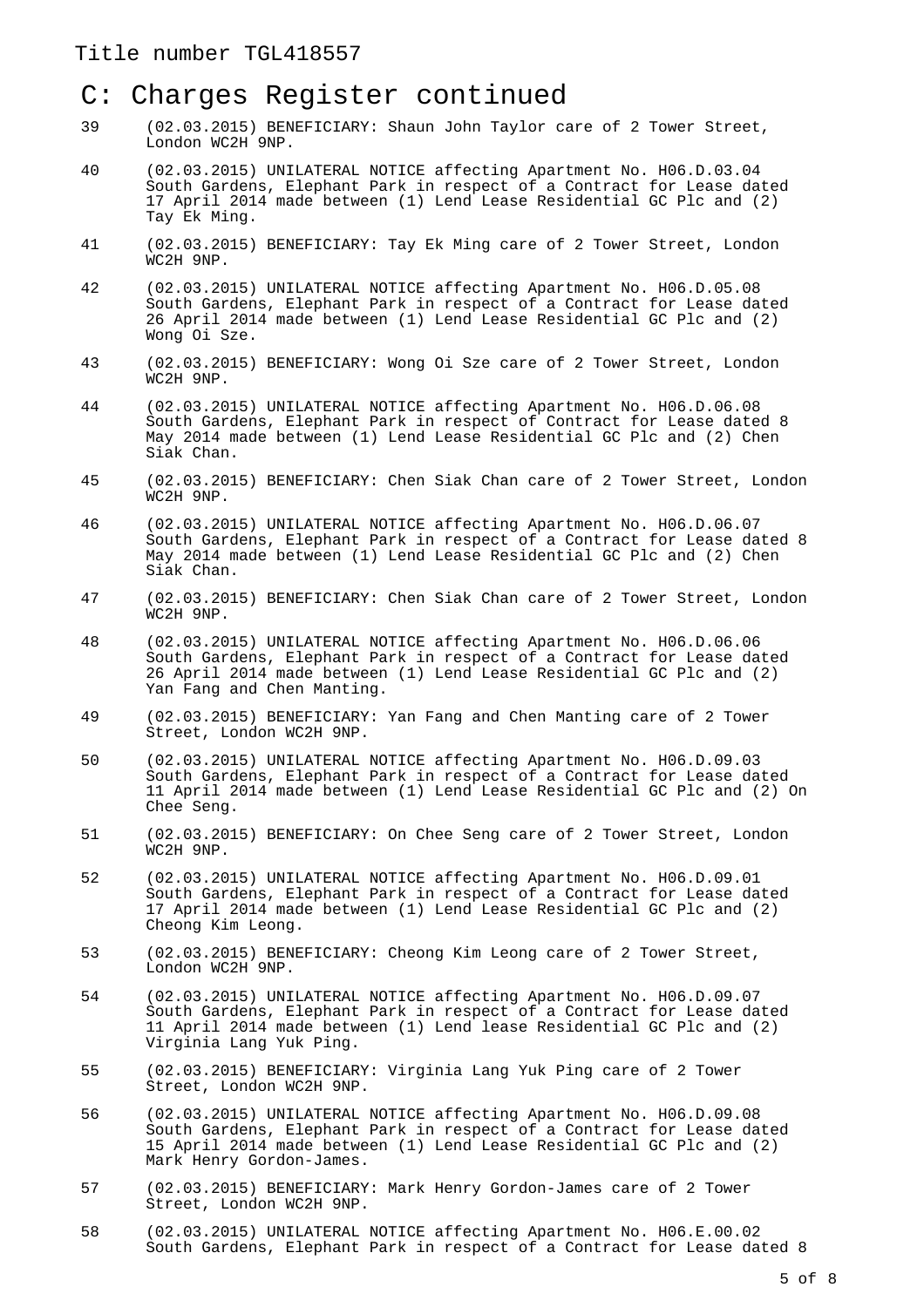Title number TGL418557

## C: Charges Register continued

39 (02.03.2015) BENEFICIARY: Shaun John Taylor care of 2 Tower Street, London WC2H 9NP.

40 (02.03.2015) UNILATERAL NOTICE affecting Apartment No. H06.D.03.04 South Gardens, Elephant Park in respect of a Contract for Lease dated 17 April 2014 made between (1) Lend Lease Residential GC Plc and (2) Tay Ek Ming.

41 (02.03.2015) BENEFICIARY: Tay Ek Ming care of 2 Tower Street, London WC2H 9NP.

42 (02.03.2015) UNILATERAL NOTICE affecting Apartment No. H06.D.05.08 South Gardens, Elephant Park in respect of a Contract for Lease dated 26 April 2014 made between (1) Lend Lease Residential GC Plc and (2) Wong Oi Sze.

43 (02.03.2015) BENEFICIARY: Wong Oi Sze care of 2 Tower Street, London WC2H 9NP.

44 (02.03.2015) UNILATERAL NOTICE affecting Apartment No. H06.D.06.08 South Gardens, Elephant Park in respect of Contract for Lease dated 8 May 2014 made between (1) Lend Lease Residential GC Plc and (2) Chen Siak Chan.

45 (02.03.2015) BENEFICIARY: Chen Siak Chan care of 2 Tower Street, London WC2H 9NP.

46 (02.03.2015) UNILATERAL NOTICE affecting Apartment No. H06.D.06.07 South Gardens, Elephant Park in respect of a Contract for Lease dated 8 May 2014 made between (1) Lend Lease Residential GC Plc and (2) Chen Siak Chan.

47 (02.03.2015) BENEFICIARY: Chen Siak Chan care of 2 Tower Street, London WC2H 9NP.

48 (02.03.2015) UNILATERAL NOTICE affecting Apartment No. H06.D.06.06 South Gardens, Elephant Park in respect of a Contract for Lease dated 26 April 2014 made between (1) Lend Lease Residential GC Plc and (2) Yan Fang and Chen Manting.

49 (02.03.2015) BENEFICIARY: Yan Fang and Chen Manting care of 2 Tower Street, London WC2H 9NP.

50 (02.03.2015) UNILATERAL NOTICE affecting Apartment No. H06.D.09.03 South Gardens, Elephant Park in respect of a Contract for Lease dated 11 April 2014 made between (1) Lend Lease Residential GC Plc and (2) On Chee Seng.

51 (02.03.2015) BENEFICIARY: On Chee Seng care of 2 Tower Street, London WC2H 9NP.

52 (02.03.2015) UNILATERAL NOTICE affecting Apartment No. H06.D.09.01 South Gardens, Elephant Park in respect of a Contract for Lease dated 17 April 2014 made between (1) Lend Lease Residential GC Plc and (2) Cheong Kim Leong.

53 (02.03.2015) BENEFICIARY: Cheong Kim Leong care of 2 Tower Street, London WC2H 9NP.

54 (02.03.2015) UNILATERAL NOTICE affecting Apartment No. H06.D.09.07 South Gardens, Elephant Park in respect of a Contract for Lease dated 11 April 2014 made between (1) Lend lease Residential GC Plc and (2) Virginia Lang Yuk Ping.

55 (02.03.2015) BENEFICIARY: Virginia Lang Yuk Ping care of 2 Tower Street, London WC2H 9NP.

56 (02.03.2015) UNILATERAL NOTICE affecting Apartment No. H06.D.09.08 South Gardens, Elephant Park in respect of a Contract for Lease dated 15 April 2014 made between (1) Lend Lease Residential GC Plc and (2) Mark Henry Gordon-James.

57 (02.03.2015) BENEFICIARY: Mark Henry Gordon-James care of 2 Tower Street, London WC2H 9NP.

58 (02.03.2015) UNILATERAL NOTICE affecting Apartment No. H06.E.00.02 South Gardens, Elephant Park in respect of a Contract for Lease dated 8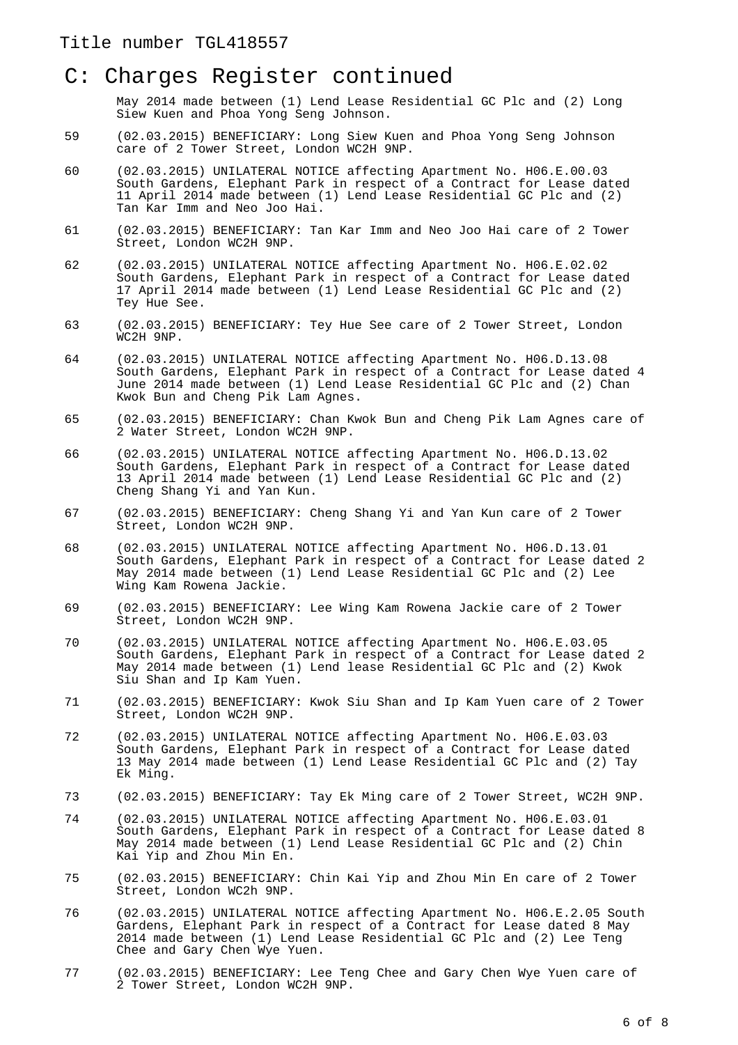Title number TGL418557

# C: Charges Register continued

May 2014 made between (1) Lend Lease Residential GC Plc and (2) Long Siew Kuen and Phoa Yong Seng Johnson.

59 (02.03.2015) BENEFICIARY: Long Siew Kuen and Phoa Yong Seng Johnson care of 2 Tower Street, London WC2H 9NP.

60 (02.03.2015) UNILATERAL NOTICE affecting Apartment No. H06.E.00.03 South Gardens, Elephant Park in respect of a Contract for Lease dated 11 April 2014 made between (1) Lend Lease Residential GC Plc and (2) Tan Kar Imm and Neo Joo Hai.

61 (02.03.2015) BENEFICIARY: Tan Kar Imm and Neo Joo Hai care of 2 Tower Street, London WC2H 9NP.

62 (02.03.2015) UNILATERAL NOTICE affecting Apartment No. H06.E.02.02 South Gardens, Elephant Park in respect of a Contract for Lease dated 17 April 2014 made between (1) Lend Lease Residential GC Plc and (2) Tey Hue See.

63 (02.03.2015) BENEFICIARY: Tey Hue See care of 2 Tower Street, London WC2H 9NP.

64 (02.03.2015) UNILATERAL NOTICE affecting Apartment No. H06.D.13.08 South Gardens, Elephant Park in respect of a Contract for Lease dated 4 June 2014 made between (1) Lend Lease Residential GC Plc and (2) Chan Kwok Bun and Cheng Pik Lam Agnes.

65 (02.03.2015) BENEFICIARY: Chan Kwok Bun and Cheng Pik Lam Agnes care of 2 Water Street, London WC2H 9NP.

66 (02.03.2015) UNILATERAL NOTICE affecting Apartment No. H06.D.13.02 South Gardens, Elephant Park in respect of a Contract for Lease dated 13 April 2014 made between (1) Lend Lease Residential GC Plc and (2) Cheng Shang Yi and Yan Kun.

67 (02.03.2015) BENEFICIARY: Cheng Shang Yi and Yan Kun care of 2 Tower Street, London WC2H 9NP.

68 (02.03.2015) UNILATERAL NOTICE affecting Apartment No. H06.D.13.01 South Gardens, Elephant Park in respect of a Contract for Lease dated 2 May 2014 made between (1) Lend Lease Residential GC Plc and (2) Lee Wing Kam Rowena Jackie.

69 (02.03.2015) BENEFICIARY: Lee Wing Kam Rowena Jackie care of 2 Tower Street, London WC2H 9NP.

70 (02.03.2015) UNILATERAL NOTICE affecting Apartment No. H06.E.03.05 South Gardens, Elephant Park in respect of a Contract for Lease dated 2 May 2014 made between (1) Lend lease Residential GC Plc and (2) Kwok Siu Shan and Ip Kam Yuen.

71 (02.03.2015) BENEFICIARY: Kwok Siu Shan and Ip Kam Yuen care of 2 Tower Street, London WC2H 9NP.

72 (02.03.2015) UNILATERAL NOTICE affecting Apartment No. H06.E.03.03 South Gardens, Elephant Park in respect of a Contract for Lease dated 13 May 2014 made between (1) Lend Lease Residential GC Plc and (2) Tay Ek Ming.

73 (02.03.2015) BENEFICIARY: Tay Ek Ming care of 2 Tower Street, WC2H 9NP.

74 (02.03.2015) UNILATERAL NOTICE affecting Apartment No. H06.E.03.01 South Gardens, Elephant Park in respect of a Contract for Lease dated 8 May 2014 made between (1) Lend Lease Residential GC Plc and (2) Chin Kai Yip and Zhou Min En.

75 (02.03.2015) BENEFICIARY: Chin Kai Yip and Zhou Min En care of 2 Tower Street, London WC2h 9NP.

76 (02.03.2015) UNILATERAL NOTICE affecting Apartment No. H06.E.2.05 South Gardens, Elephant Park in respect of a Contract for Lease dated 8 May 2014 made between (1) Lend Lease Residential GC Plc and (2) Lee Teng Chee and Gary Chen Wye Yuen.

77 (02.03.2015) BENEFICIARY: Lee Teng Chee and Gary Chen Wye Yuen care of 2 Tower Street, London WC2H 9NP.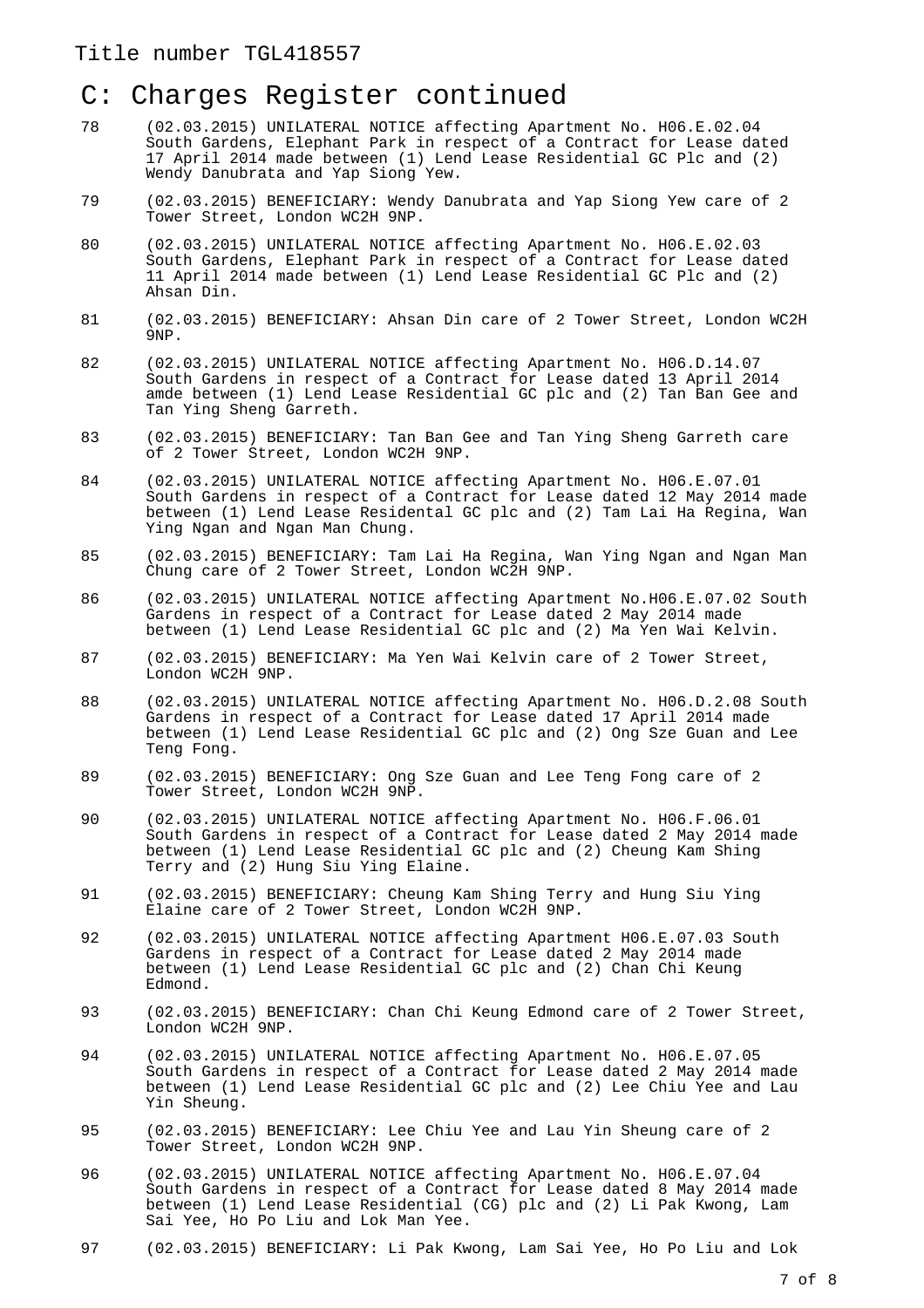Title number TGL418557

## C: Charges Register continued

78 (02.03.2015) UNILATERAL NOTICE affecting Apartment No. H06.E.02.04 South Gardens, Elephant Park in respect of a Contract for Lease dated 17 April 2014 made between (1) Lend Lease Residential GC Plc and (2) Wendy Danubrata and Yap Siong Yew.

79 (02.03.2015) BENEFICIARY: Wendy Danubrata and Yap Siong Yew care of 2 Tower Street, London WC2H 9NP.

80 (02.03.2015) UNILATERAL NOTICE affecting Apartment No. H06.E.02.03 South Gardens, Elephant Park in respect of a Contract for Lease dated 11 April 2014 made between (1) Lend Lease Residential GC Plc and (2) Ahsan Din.

81 (02.03.2015) BENEFICIARY: Ahsan Din care of 2 Tower Street, London WC2H 9NP.

82 (02.03.2015) UNILATERAL NOTICE affecting Apartment No. H06.D.14.07 South Gardens in respect of a Contract for Lease dated 13 April 2014 amde between (1) Lend Lease Residential GC plc and (2) Tan Ban Gee and Tan Ying Sheng Garreth.

83 (02.03.2015) BENEFICIARY: Tan Ban Gee and Tan Ying Sheng Garreth care of 2 Tower Street, London WC2H 9NP.

84 (02.03.2015) UNILATERAL NOTICE affecting Apartment No. H06.E.07.01 South Gardens in respect of a Contract for Lease dated 12 May 2014 made between (1) Lend Lease Residental GC plc and (2) Tam Lai Ha Regina, Wan Ying Ngan and Ngan Man Chung.

85 (02.03.2015) BENEFICIARY: Tam Lai Ha Regina, Wan Ying Ngan and Ngan Man Chung care of 2 Tower Street, London WC2H 9NP.

86 (02.03.2015) UNILATERAL NOTICE affecting Apartment No.H06.E.07.02 South Gardens in respect of a Contract for Lease dated 2 May 2014 made between (1) Lend Lease Residential GC plc and (2) Ma Yen Wai Kelvin.

87 (02.03.2015) BENEFICIARY: Ma Yen Wai Kelvin care of 2 Tower Street, London WC2H 9NP.

88 (02.03.2015) UNILATERAL NOTICE affecting Apartment No. H06.D.2.08 South Gardens in respect of a Contract for Lease dated 17 April 2014 made between (1) Lend Lease Residential GC plc and (2) Ong Sze Guan and Lee Teng Fong.

89 (02.03.2015) BENEFICIARY: Ong Sze Guan and Lee Teng Fong care of 2 Tower Street, London WC2H 9NP.

90 (02.03.2015) UNILATERAL NOTICE affecting Apartment No. H06.F.06.01 South Gardens in respect of a Contract for Lease dated 2 May 2014 made between (1) Lend Lease Residential GC plc and (2) Cheung Kam Shing Terry and (2) Hung Siu Ying Elaine.

91 (02.03.2015) BENEFICIARY: Cheung Kam Shing Terry and Hung Siu Ying Elaine care of 2 Tower Street, London WC2H 9NP.

92 (02.03.2015) UNILATERAL NOTICE affecting Apartment H06.E.07.03 South Gardens in respect of a Contract for Lease dated 2 May 2014 made between (1) Lend Lease Residential GC plc and (2) Chan Chi Keung Edmond.

93 (02.03.2015) BENEFICIARY: Chan Chi Keung Edmond care of 2 Tower Street, London WC2H 9NP.

94 (02.03.2015) UNILATERAL NOTICE affecting Apartment No. H06.E.07.05 South Gardens in respect of a Contract for Lease dated 2 May 2014 made between (1) Lend Lease Residential GC plc and (2) Lee Chiu Yee and Lau Yin Sheung.

95 (02.03.2015) BENEFICIARY: Lee Chiu Yee and Lau Yin Sheung care of 2 Tower Street, London WC2H 9NP.

96 (02.03.2015) UNILATERAL NOTICE affecting Apartment No. H06.E.07.04 South Gardens in respect of a Contract for Lease dated 8 May 2014 made between (1) Lend Lease Residential (CG) plc and (2) Li Pak Kwong, Lam Sai Yee, Ho Po Liu and Lok Man Yee.

97 (02.03.2015) BENEFICIARY: Li Pak Kwong, Lam Sai Yee, Ho Po Liu and Lok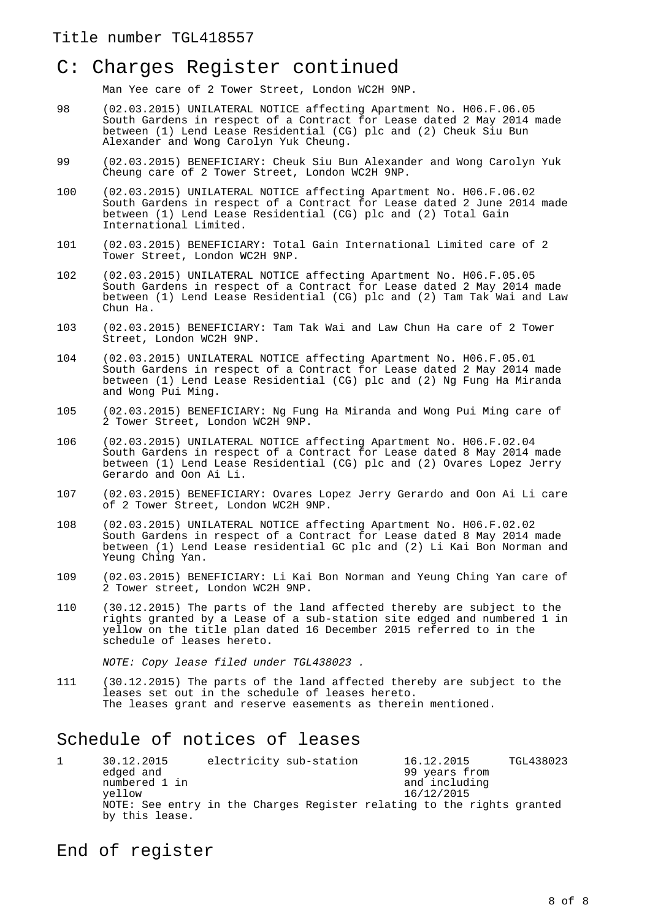Title number TGL418557

# C: Charges Register continued

Man Yee care of 2 Tower Street, London WC2H 9NP.

98 (02.03.2015) UNILATERAL NOTICE affecting Apartment No. H06.F.06.05 South Gardens in respect of a Contract for Lease dated 2 May 2014 made between (1) Lend Lease Residential (CG) plc and (2) Cheuk Siu Bun Alexander and Wong Carolyn Yuk Cheung.

99 (02.03.2015) BENEFICIARY: Cheuk Siu Bun Alexander and Wong Carolyn Yuk Cheung care of 2 Tower Street, London WC2H 9NP.

100 (02.03.2015) UNILATERAL NOTICE affecting Apartment No. H06.F.06.02 South Gardens in respect of a Contract for Lease dated 2 June 2014 made between (1) Lend Lease Residential (CG) plc and (2) Total Gain International Limited.

101 (02.03.2015) BENEFICIARY: Total Gain International Limited care of 2 Tower Street, London WC2H 9NP.

102 (02.03.2015) UNILATERAL NOTICE affecting Apartment No. H06.F.05.05 South Gardens in respect of a Contract for Lease dated 2 May 2014 made between (1) Lend Lease Residential (CG) plc and (2) Tam Tak Wai and Law Chun Ha.

103 (02.03.2015) BENEFICIARY: Tam Tak Wai and Law Chun Ha care of 2 Tower Street, London WC2H 9NP.

104 (02.03.2015) UNILATERAL NOTICE affecting Apartment No. H06.F.05.01 South Gardens in respect of a Contract for Lease dated 2 May 2014 made between (1) Lend Lease Residential (CG) plc and (2) Ng Fung Ha Miranda and Wong Pui Ming.

105 (02.03.2015) BENEFICIARY: Ng Fung Ha Miranda and Wong Pui Ming care of 2 Tower Street, London WC2H 9NP.

106 (02.03.2015) UNILATERAL NOTICE affecting Apartment No. H06.F.02.04 South Gardens in respect of a Contract for Lease dated 8 May 2014 made between (1) Lend Lease Residential (CG) plc and (2) Ovares Lopez Jerry Gerardo and Oon Ai Li.

107 (02.03.2015) BENEFICIARY: Ovares Lopez Jerry Gerardo and Oon Ai Li care of 2 Tower Street, London WC2H 9NP.

108 (02.03.2015) UNILATERAL NOTICE affecting Apartment No. H06.F.02.02 South Gardens in respect of a Contract for Lease dated 8 May 2014 made between (1) Lend Lease residential GC plc and (2) Li Kai Bon Norman and Yeung Ching Yan.

109 (02.03.2015) BENEFICIARY: Li Kai Bon Norman and Yeung Ching Yan care of 2 Tower street, London WC2H 9NP.

110 (30.12.2015) The parts of the land affected thereby are subject to the rights granted by a Lease of a sub-station site edged and numbered 1 in yellow on the title plan dated 16 December 2015 referred to in the schedule of leases hereto.

*NOTE: Copy lease filed under TGL438023 .*

111 (30.12.2015) The parts of the land affected thereby are subject to the leases set out in the schedule of leases hereto.
The leases grant and reserve easements as therein mentioned.

## Schedule of notices of leases

| | | | | |
|---|---|---|---|---|
| 1 | 30.12.2015 edged and numbered 1 in yellow | electricity sub-station | 16.12.2015 99 years from and including 16/12/2015 | TGL438023 |

NOTE: See entry in the Charges Register relating to the rights granted by this lease.

# End of register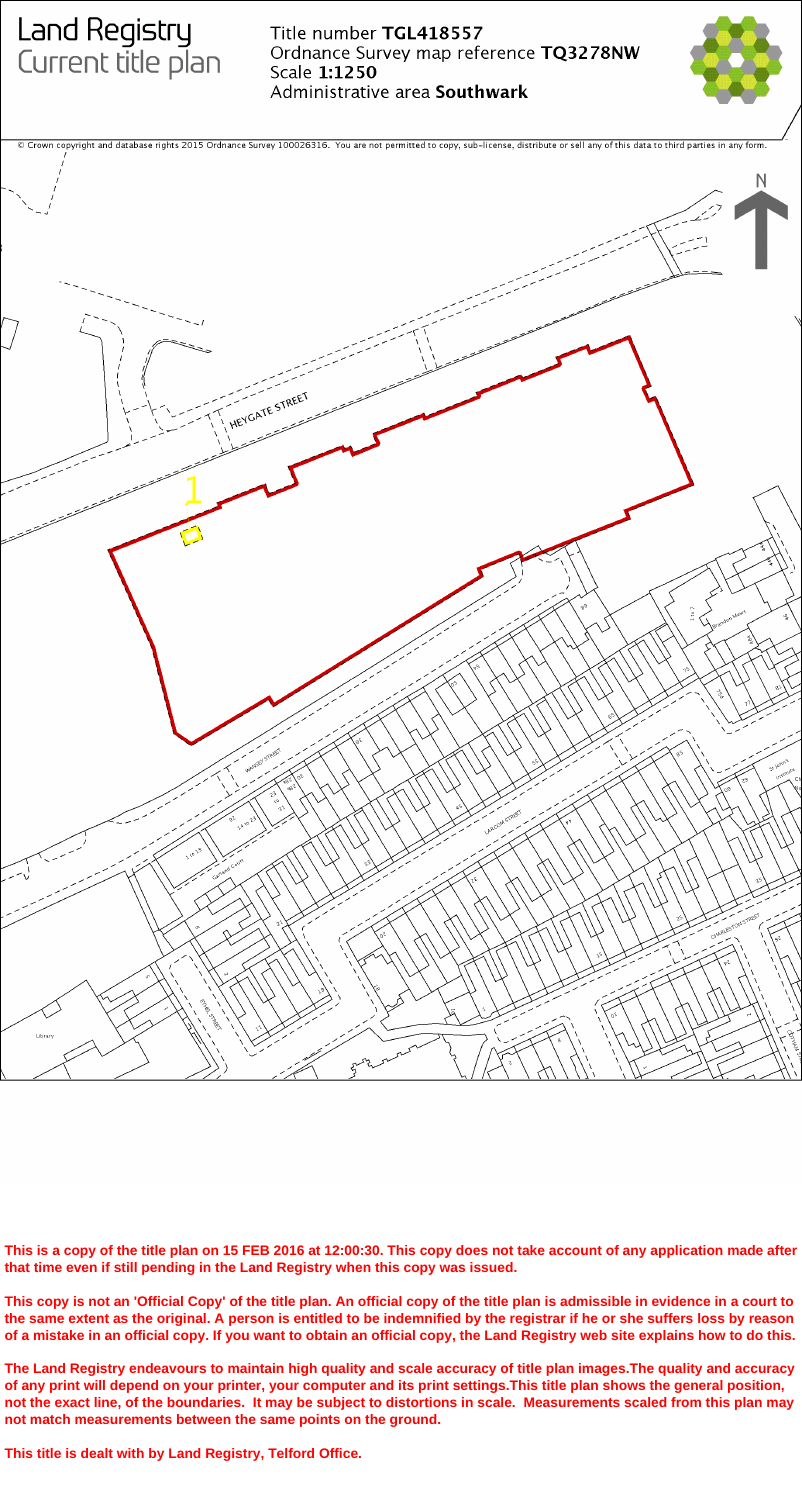# Land Registry
## Current title plan

Title number **TGL418557**
Ordnance Survey map reference **TQ3278NW**
Scale **1:1250**
Administrative area **Southwark**

© Crown copyright and database rights 2015 Ordnance Survey 100026316. You are not permitted to copy, sub-license, distribute or sell any of this data to third parties in any form.

N

HEYGATE STREET

1

WANSEY STREET

LARCOM STREET

CHAPTER STREET

ETHEL STREET

Garland Court

Library

**This is a copy of the title plan on 15 FEB 2016 at 12:00:30. This copy does not take account of any application made after that time even if still pending in the Land Registry when this copy was issued.**

**This copy is not an 'Official Copy' of the title plan. An official copy of the title plan is admissible in evidence in a court to the same extent as the original. A person is entitled to be indemnified by the registrar if he or she suffers loss by reason of a mistake in an official copy. If you want to obtain an official copy, the Land Registry web site explains how to do this.**

**The Land Registry endeavours to maintain high quality and scale accuracy of title plan images.The quality and accuracy of any print will depend on your printer, your computer and its print settings.This title plan shows the general position, not the exact line, of the boundaries. It may be subject to distortions in scale. Measurements scaled from this plan may not match measurements between the same points on the ground.**

**This title is dealt with by Land Registry, Telford Office.**